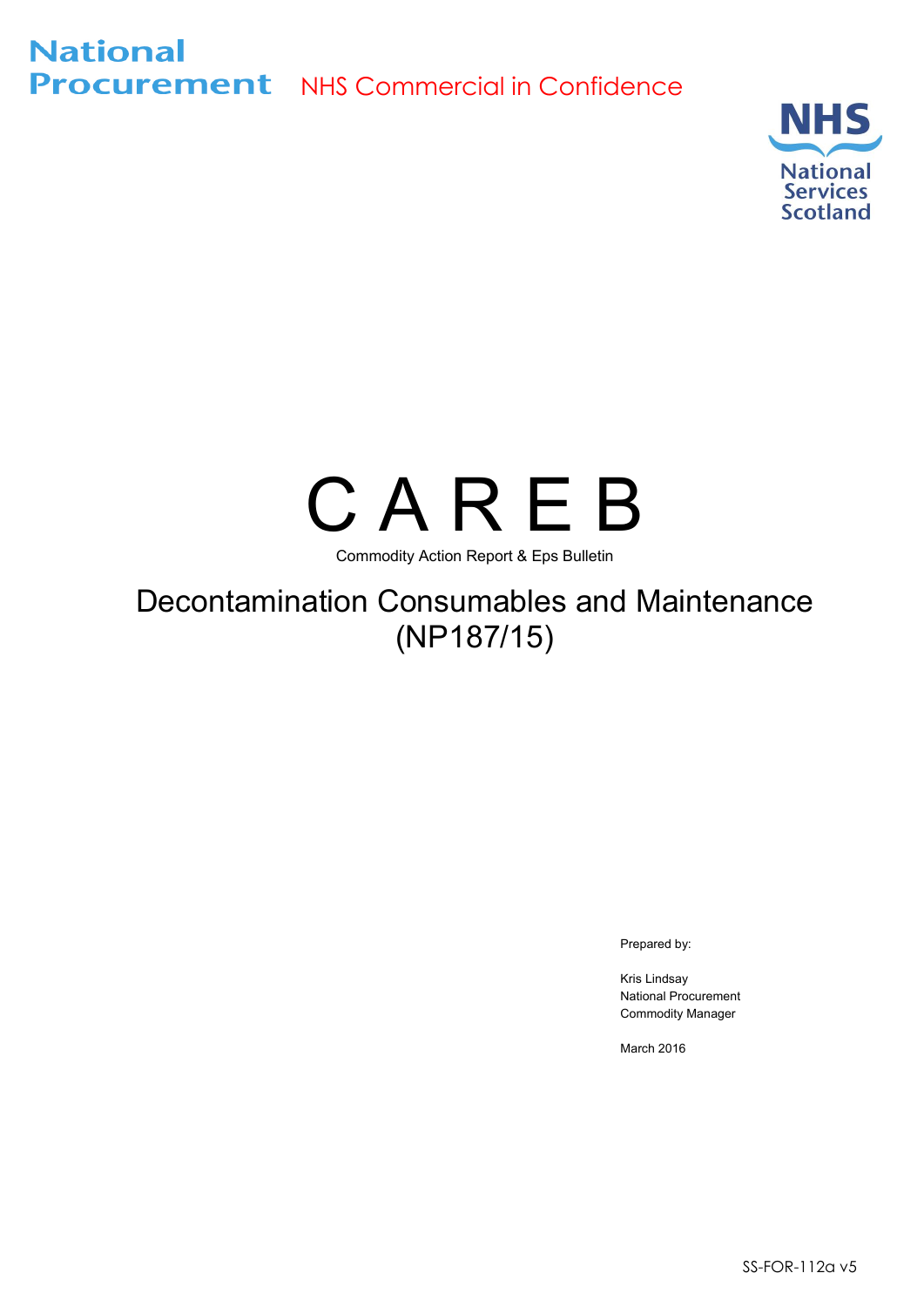National
Procurement

NHS Commercial in Confidence

NHS
National
Services
Scotland

# C A R E B

Commodity Action Report & Eps Bulletin

## Decontamination Consumables and Maintenance (NP187/15)

Prepared by:

Kris Lindsay
National Procurement
Commodity Manager

March 2016

SS-FOR-112a v5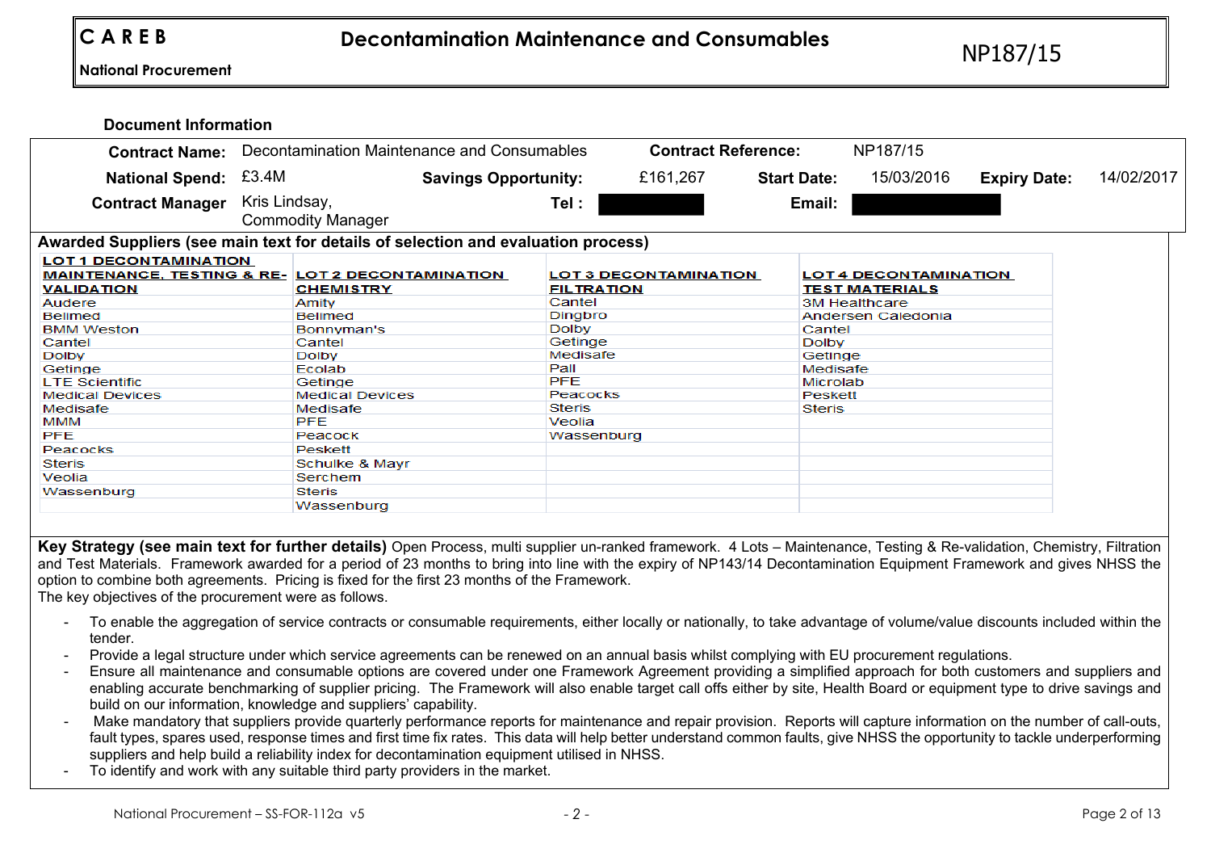**C A R E B**

**National Procurement**

## Decontamination Maintenance and Consumables

NP187/15

### Document Information

| | | | | | | | |
|---|---|---|---|---|---|---|---|
| **Contract Name:** | Decontamination Maintenance and Consumables | | **Contract Reference:** | NP187/15 | | | |
| **National Spend:** | £3.4M | **Savings Opportunity:** | £161,267 | **Start Date:** | 15/03/2016 | **Expiry Date:** | 14/02/2017 |
| **Contract Manager** | Kris Lindsay, Commodity Manager | **Tel :** | | **Email:** | | | |

**Awarded Suppliers (see main text for details of selection and evaluation process)**

| LOT 1 DECONTAMINATION MAINTENANCE, TESTING & RE-VALIDATION | LOT 2 DECONTAMINATION CHEMISTRY | LOT 3 DECONTAMINATION FILTRATION | LOT 4 DECONTAMINATION TEST MATERIALS |
|---|---|---|---|
| Audere | Amity | Cantel | 3M Healthcare |
| Belimed | Belimed | Dingbro | Andersen Caledonia |
| BMM Weston | Bonnyman's | Dolby | Cantel |
| Cantel | Cantel | Getinge | Dolby |
| Dolby | Dolby | Medisafe | Getinge |
| Getinge | Ecolab | Pall | Medisafe |
| LTE Scientific | Getinge | PFE | Microlab |
| Medical Devices | Medical Devices | Peacocks | Peskett |
| Medisafe | Medisafe | Steris | Steris |
| MMM | PFE | Veolia | |
| PFE | Peacock | Wassenburg | |
| Peacocks | Peskett | | |
| Steris | Schulke & Mayr | | |
| Veolia | Serchem | | |
| Wassenburg | Steris | | |
| | Wassenburg | | |

**Key Strategy (see main text for further details)** Open Process, multi supplier un-ranked framework. 4 Lots – Maintenance, Testing & Re-validation, Chemistry, Filtration and Test Materials. Framework awarded for a period of 23 months to bring into line with the expiry of NP143/14 Decontamination Equipment Framework and gives NHSS the option to combine both agreements. Pricing is fixed for the first 23 months of the Framework.
The key objectives of the procurement were as follows.

- To enable the aggregation of service contracts or consumable requirements, either locally or nationally, to take advantage of volume/value discounts included within the tender.
- Provide a legal structure under which service agreements can be renewed on an annual basis whilst complying with EU procurement regulations.
- Ensure all maintenance and consumable options are covered under one Framework Agreement providing a simplified approach for both customers and suppliers and enabling accurate benchmarking of supplier pricing. The Framework will also enable target call offs either by site, Health Board or equipment type to drive savings and build on our information, knowledge and suppliers' capability.
- Make mandatory that suppliers provide quarterly performance reports for maintenance and repair provision. Reports will capture information on the number of call-outs, fault types, spares used, response times and first time fix rates. This data will help better understand common faults, give NHSS the opportunity to tackle underperforming suppliers and help build a reliability index for decontamination equipment utilised in NHSS.
- To identify and work with any suitable third party providers in the market.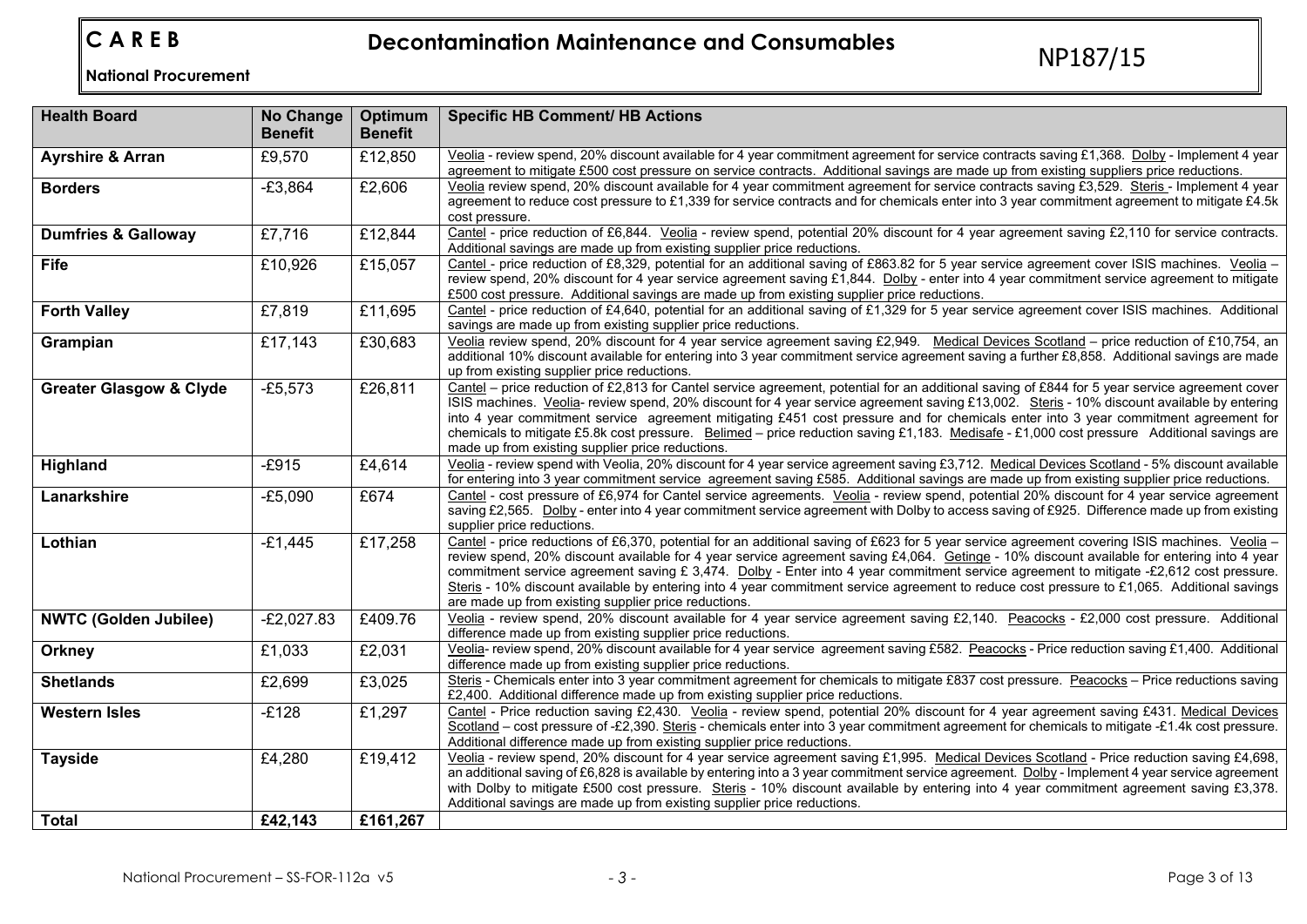**C A R E B**

**National Procurement**

# Decontamination Maintenance and Consumables

NP187/15

| Health Board | No Change Benefit | Optimum Benefit | Specific HB Comment/ HB Actions |
|---|---|---|---|
| **Ayrshire & Arran** | £9,570 | £12,850 | Veolia - review spend, 20% discount available for 4 year commitment agreement for service contracts saving £1,368. Dolby - Implement 4 year agreement to mitigate £500 cost pressure on service contracts. Additional savings are made up from existing suppliers price reductions. |
| **Borders** | -£3,864 | £2,606 | Veolia review spend, 20% discount available for 4 year commitment agreement for service contracts saving £3,529. Steris - Implement 4 year agreement to reduce cost pressure to £1,339 for service contracts and for chemicals enter into 3 year commitment agreement to mitigate £4.5k cost pressure. |
| **Dumfries & Galloway** | £7,716 | £12,844 | Cantel - price reduction of £6,844. Veolia - review spend, potential 20% discount for 4 year agreement saving £2,110 for service contracts. Additional savings are made up from existing supplier price reductions. |
| **Fife** | £10,926 | £15,057 | Cantel - price reduction of £8,329, potential for an additional saving of £863.82 for 5 year service agreement cover ISIS machines. Veolia – review spend, 20% discount for 4 year service agreement saving £1,844. Dolby - enter into 4 year commitment service agreement to mitigate £500 cost pressure. Additional savings are made up from existing supplier price reductions. |
| **Forth Valley** | £7,819 | £11,695 | Cantel - price reduction of £4,640, potential for an additional saving of £1,329 for 5 year service agreement cover ISIS machines. Additional savings are made up from existing supplier price reductions. |
| **Grampian** | £17,143 | £30,683 | Veolia review spend, 20% discount for 4 year service agreement saving £2,949. Medical Devices Scotland – price reduction of £10,754, an additional 10% discount available for entering into 3 year commitment service agreement saving a further £8,858. Additional savings are made up from existing supplier price reductions. |
| **Greater Glasgow & Clyde** | -£5,573 | £26,811 | Cantel – price reduction of £2,813 for Cantel service agreement, potential for an additional saving of £844 for 5 year service agreement cover ISIS machines. Veolia- review spend, 20% discount for 4 year service agreement saving £13,002. Steris - 10% discount available by entering into 4 year commitment service agreement mitigating £451 cost pressure and for chemicals enter into 3 year commitment agreement for chemicals to mitigate £5.8k cost pressure. Belimed – price reduction saving £1,183. Medisafe - £1,000 cost pressure Additional savings are made up from existing supplier price reductions. |
| **Highland** | -£915 | £4,614 | Veolia - review spend with Veolia, 20% discount for 4 year service agreement saving £3,712. Medical Devices Scotland - 5% discount available for entering into 3 year commitment service agreement saving £585. Additional savings are made up from existing supplier price reductions. |
| **Lanarkshire** | -£5,090 | £674 | Cantel - cost pressure of £6,974 for Cantel service agreements. Veolia - review spend, potential 20% discount for 4 year service agreement saving £2,565. Dolby - enter into 4 year commitment service agreement with Dolby to access saving of £925. Difference made up from existing supplier price reductions. |
| **Lothian** | -£1,445 | £17,258 | Cantel - price reductions of £6,370, potential for an additional saving of £623 for 5 year service agreement covering ISIS machines. Veolia – review spend, 20% discount available for 4 year service agreement saving £4,064. Getinge - 10% discount available for entering into 4 year commitment service agreement saving £ 3,474. Dolby - Enter into 4 year commitment service agreement to mitigate -£2,612 cost pressure. Steris - 10% discount available by entering into 4 year commitment service agreement to reduce cost pressure to £1,065. Additional savings are made up from existing supplier price reductions. |
| **NWTC (Golden Jubilee)** | -£2,027.83 | £409.76 | Veolia - review spend, 20% discount available for 4 year service agreement saving £2,140. Peacocks - £2,000 cost pressure. Additional difference made up from existing supplier price reductions. |
| **Orkney** | £1,033 | £2,031 | Veolia- review spend, 20% discount available for 4 year service agreement saving £582. Peacocks - Price reduction saving £1,400. Additional difference made up from existing supplier price reductions. |
| **Shetlands** | £2,699 | £3,025 | Steris - Chemicals enter into 3 year commitment agreement for chemicals to mitigate £837 cost pressure. Peacocks – Price reductions saving £2,400. Additional difference made up from existing supplier price reductions. |
| **Western Isles** | -£128 | £1,297 | Cantel - Price reduction saving £2,430. Veolia - review spend, potential 20% discount for 4 year agreement saving £431. Medical Devices Scotland – cost pressure of -£2,390. Steris - chemicals enter into 3 year commitment agreement for chemicals to mitigate -£1.4k cost pressure. Additional difference made up from existing supplier price reductions. |
| **Tayside** | £4,280 | £19,412 | Veolia - review spend, 20% discount for 4 year service agreement saving £1,995. Medical Devices Scotland - Price reduction saving £4,698, an additional saving of £6,828 is available by entering into a 3 year commitment service agreement. Dolby - Implement 4 year service agreement with Dolby to mitigate £500 cost pressure. Steris - 10% discount available by entering into 4 year commitment agreement saving £3,378. Additional savings are made up from existing supplier price reductions. |
| **Total** | **£42,143** | **£161,267** | |

National Procurement – SS-FOR-112a v5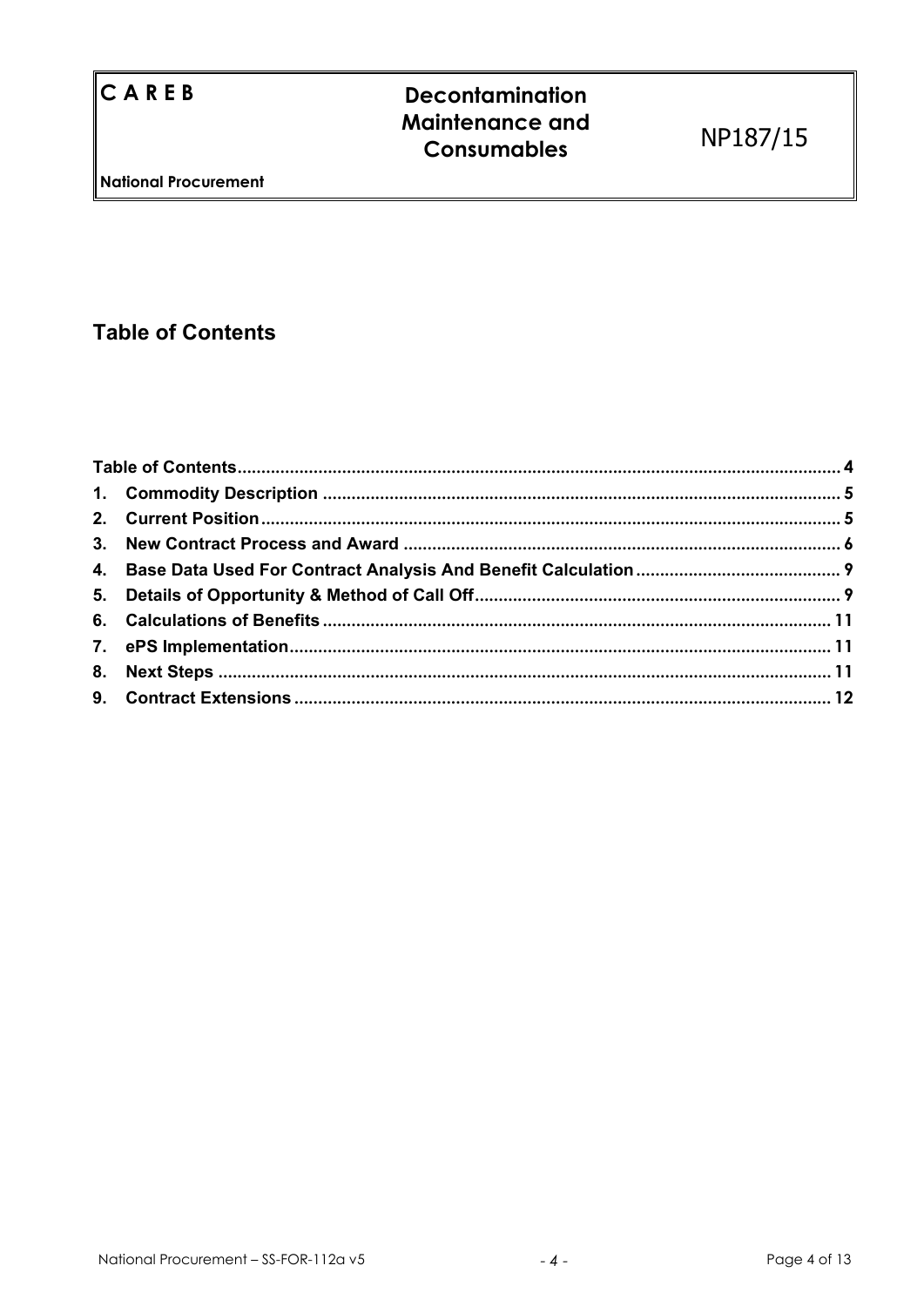## Table of Contents

| | |
|---|---|
| Table of Contents | 4 |
| 1. Commodity Description | 5 |
| 2. Current Position | 5 |
| 3. New Contract Process and Award | 6 |
| 4. Base Data Used For Contract Analysis And Benefit Calculation | 9 |
| 5. Details of Opportunity & Method of Call Off | 9 |
| 6. Calculations of Benefits | 11 |
| 7. ePS Implementation | 11 |
| 8. Next Steps | 11 |
| 9. Contract Extensions | 12 |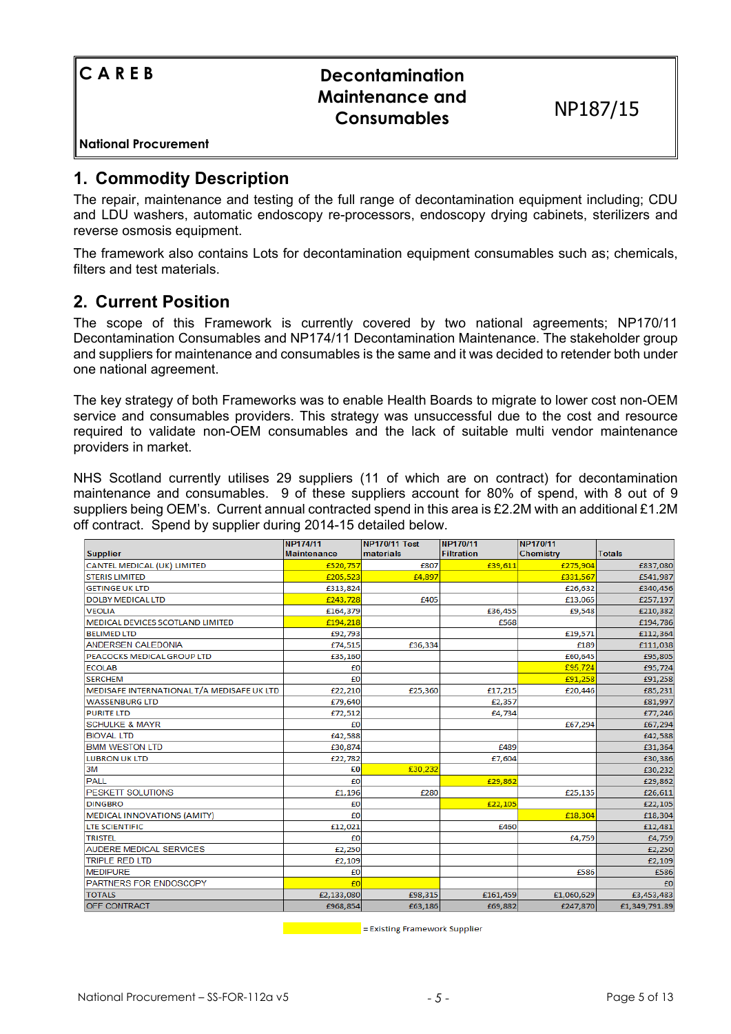| C A R E B | Decontamination Maintenance and Consumables | NP187/15 |
|---|---|---|
| National Procurement | | |

## 1. Commodity Description

The repair, maintenance and testing of the full range of decontamination equipment including; CDU and LDU washers, automatic endoscopy re-processors, endoscopy drying cabinets, sterilizers and reverse osmosis equipment.

The framework also contains Lots for decontamination equipment consumables such as; chemicals, filters and test materials.

## 2. Current Position

The scope of this Framework is currently covered by two national agreements; NP170/11 Decontamination Consumables and NP174/11 Decontamination Maintenance. The stakeholder group and suppliers for maintenance and consumables is the same and it was decided to retender both under one national agreement.

The key strategy of both Frameworks was to enable Health Boards to migrate to lower cost non-OEM service and consumables providers. This strategy was unsuccessful due to the cost and resource required to validate non-OEM consumables and the lack of suitable multi vendor maintenance providers in market.

NHS Scotland currently utilises 29 suppliers (11 of which are on contract) for decontamination maintenance and consumables. 9 of these suppliers account for 80% of spend, with 8 out of 9 suppliers being OEM's. Current annual contracted spend in this area is £2.2M with an additional £1.2M off contract. Spend by supplier during 2014-15 detailed below.

| Supplier | NP174/11 Maintenance | NP170/11 Test materials | NP170/11 Filtration | NP170/11 Chemistry | Totals |
|---|---|---|---|---|---|
| CANTEL MEDICAL (UK) LIMITED | £520,757 | £807 | £39,611 | £275,904 | £837,080 |
| STERIS LIMITED | £205,523 | £4,897 | | £331,567 | £541,987 |
| GETINGE UK LTD | £313,824 | | | £26,632 | £340,456 |
| DOLBY MEDICAL LTD | £243,728 | £405 | | £13,065 | £257,197 |
| VEOLIA | £164,379 | | £36,455 | £9,548 | £210,382 |
| MEDICAL DEVICES SCOTLAND LIMITED | £194,218 | | £568 | | £194,786 |
| BELIMED LTD | £92,793 | | | £19,571 | £112,364 |
| ANDERSEN CALEDONIA | £74,515 | £36,334 | | £189 | £111,038 |
| PEACOCKS MEDICAL GROUP LTD | £35,160 | | | £60,645 | £95,805 |
| ECOLAB | £0 | | | £95,724 | £95,724 |
| SERCHEM | £0 | | | £91,258 | £91,258 |
| MEDISAFE INTERNATIONAL T/A MEDISAFE UK LTD | £22,210 | £25,360 | £17,215 | £20,446 | £85,231 |
| WASSENBURG LTD | £79,640 | | £2,357 | | £81,997 |
| PURITE LTD | £72,512 | | £4,734 | | £77,246 |
| SCHULKE & MAYR | £0 | | | £67,294 | £67,294 |
| BIOVAL LTD | £42,588 | | | | £42,588 |
| BMM WESTON LTD | £30,874 | | £489 | | £31,364 |
| LUBRON UK LTD | £22,782 | | £7,604 | | £30,386 |
| 3M | £0 | £30,232 | | | £30,232 |
| PALL | £0 | | £29,862 | | £29,862 |
| PESKETT SOLUTIONS | £1,196 | £280 | | £25,135 | £26,611 |
| DINGBRO | £0 | | £22,105 | | £22,105 |
| MEDICAL INNOVATIONS (AMITY) | £0 | | | £18,304 | £18,304 |
| LTE SCIENTIFIC | £12,021 | | £460 | | £12,481 |
| TRISTEL | £0 | | | £4,759 | £4,759 |
| AUDERE MEDICAL SERVICES | £2,250 | | | | £2,250 |
| TRIPLE RED LTD | £2,109 | | | | £2,109 |
| MEDIPURE | £0 | | | £586 | £586 |
| PARTNERS FOR ENDOSCOPY | £0 | | | | £0 |
| TOTALS | £2,133,080 | £98,315 | £161,459 | £1,060,629 | £3,453,483 |
| OFF CONTRACT | £968,854 | £63,186 | £69,882 | £247,870 | £1,349,791.89 |

(Highlighted) = Existing Framework Supplier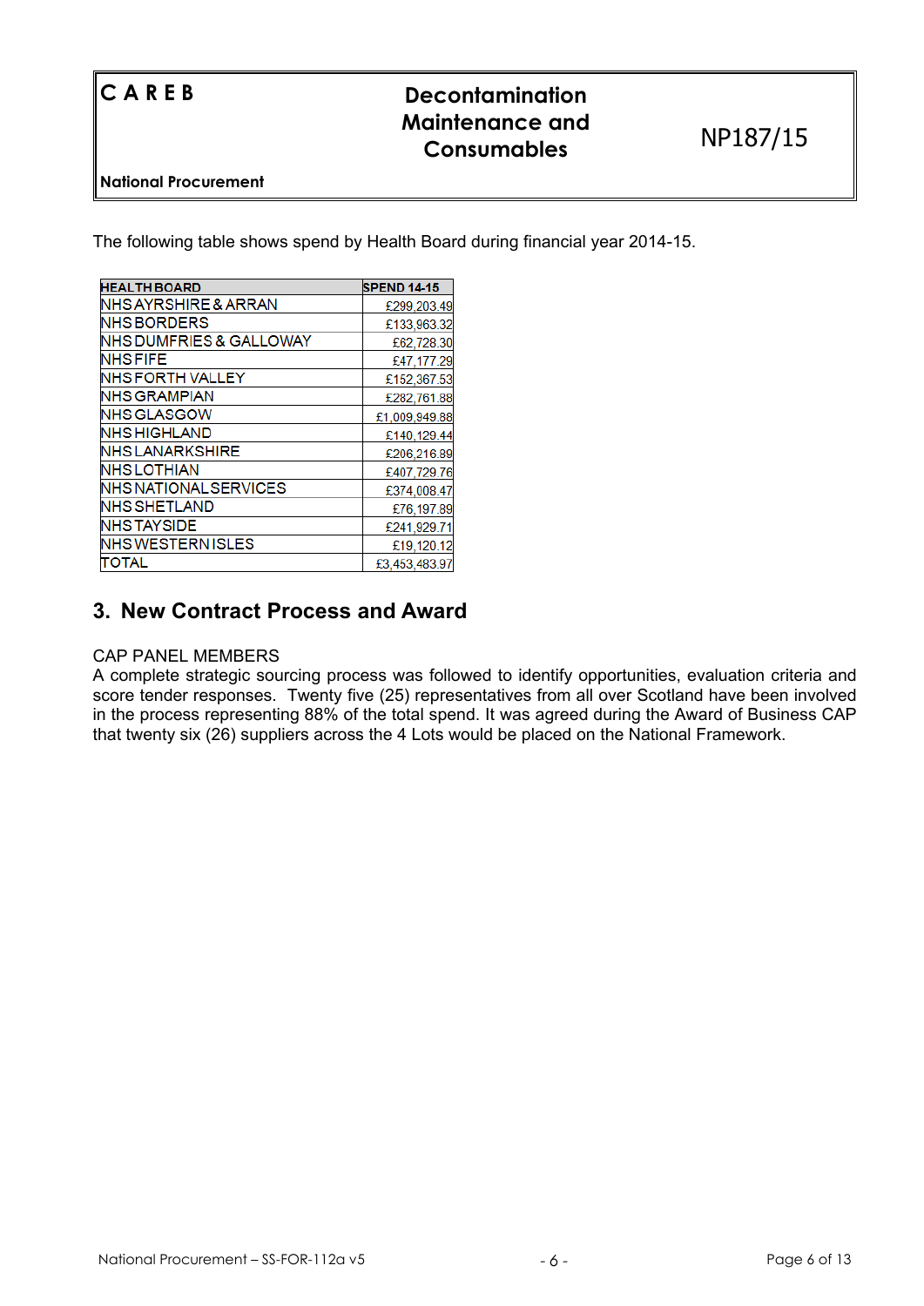The following table shows spend by Health Board during financial year 2014-15.

| HEALTH BOARD | SPEND 14-15 |
|---|---|
| NHS AYRSHIRE & ARRAN | £299,203.49 |
| NHS BORDERS | £133,963.32 |
| NHS DUMFRIES & GALLOWAY | £62,728.30 |
| NHS FIFE | £47,177.29 |
| NHS FORTH VALLEY | £152,367.53 |
| NHS GRAMPIAN | £282,761.88 |
| NHS GLASGOW | £1,009,949.88 |
| NHS HIGHLAND | £140,129.44 |
| NHS LANARKSHIRE | £206,216.89 |
| NHS LOTHIAN | £407,729.76 |
| NHS NATIONAL SERVICES | £374,008.47 |
| NHS SHETLAND | £76,197.89 |
| NHS TAYSIDE | £241,929.71 |
| NHS WESTERN ISLES | £19,120.12 |
| TOTAL | £3,453,483.97 |

## 3. New Contract Process and Award

CAP PANEL MEMBERS

A complete strategic sourcing process was followed to identify opportunities, evaluation criteria and score tender responses. Twenty five (25) representatives from all over Scotland have been involved in the process representing 88% of the total spend. It was agreed during the Award of Business CAP that twenty six (26) suppliers across the 4 Lots would be placed on the National Framework.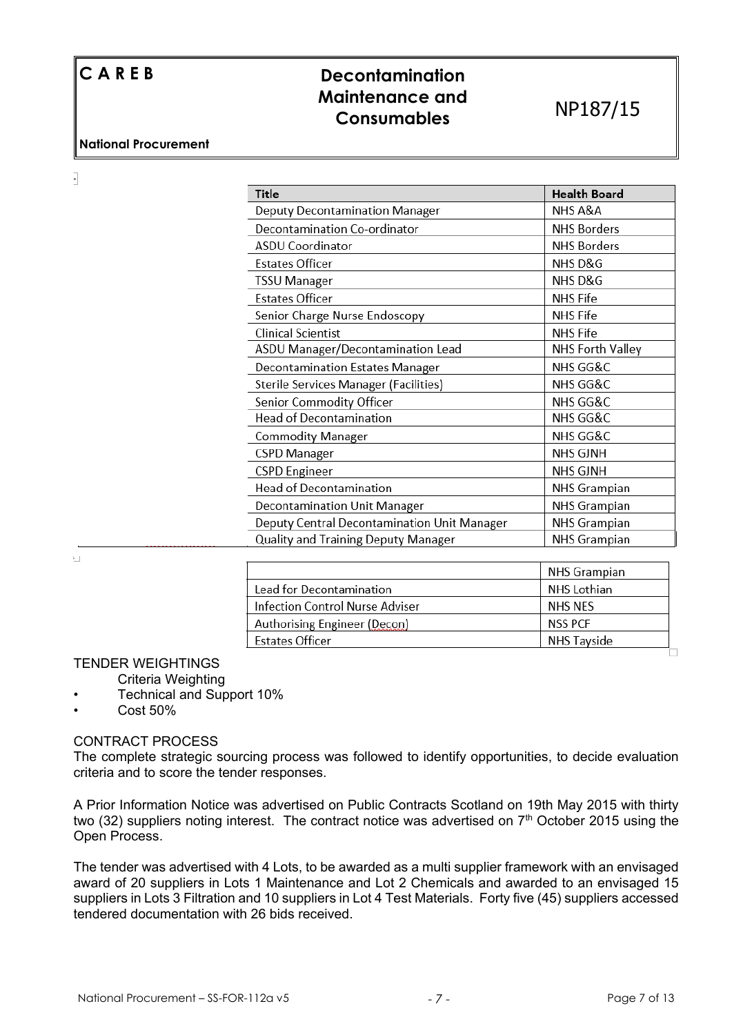| Title | Health Board |
|---|---|
| Deputy Decontamination Manager | NHS A&A |
| Decontamination Co-ordinator | NHS Borders |
| ASDU Coordinator | NHS Borders |
| Estates Officer | NHS D&G |
| TSSU Manager | NHS D&G |
| Estates Officer | NHS Fife |
| Senior Charge Nurse Endoscopy | NHS Fife |
| Clinical Scientist | NHS Fife |
| ASDU Manager/Decontamination Lead | NHS Forth Valley |
| Decontamination Estates Manager | NHS GG&C |
| Sterile Services Manager (Facilities) | NHS GG&C |
| Senior Commodity Officer | NHS GG&C |
| Head of Decontamination | NHS GG&C |
| Commodity Manager | NHS GG&C |
| CSPD Manager | NHS GJNH |
| CSPD Engineer | NHS GJNH |
| Head of Decontamination | NHS Grampian |
| Decontamination Unit Manager | NHS Grampian |
| Deputy Central Decontamination Unit Manager | NHS Grampian |
| Quality and Training Deputy Manager | NHS Grampian |
| | NHS Grampian |
| Lead for Decontamination | NHS Lothian |
| Infection Control Nurse Adviser | NHS NES |
| Authorising Engineer (Decon) | NSS PCF |
| Estates Officer | NHS Tayside |

TENDER WEIGHTINGS

Criteria Weighting

- Technical and Support 10%
- Cost 50%

CONTRACT PROCESS

The complete strategic sourcing process was followed to identify opportunities, to decide evaluation criteria and to score the tender responses.

A Prior Information Notice was advertised on Public Contracts Scotland on 19th May 2015 with thirty two (32) suppliers noting interest. The contract notice was advertised on 7th October 2015 using the Open Process.

The tender was advertised with 4 Lots, to be awarded as a multi supplier framework with an envisaged award of 20 suppliers in Lots 1 Maintenance and Lot 2 Chemicals and awarded to an envisaged 15 suppliers in Lots 3 Filtration and 10 suppliers in Lot 4 Test Materials. Forty five (45) suppliers accessed tendered documentation with 26 bids received.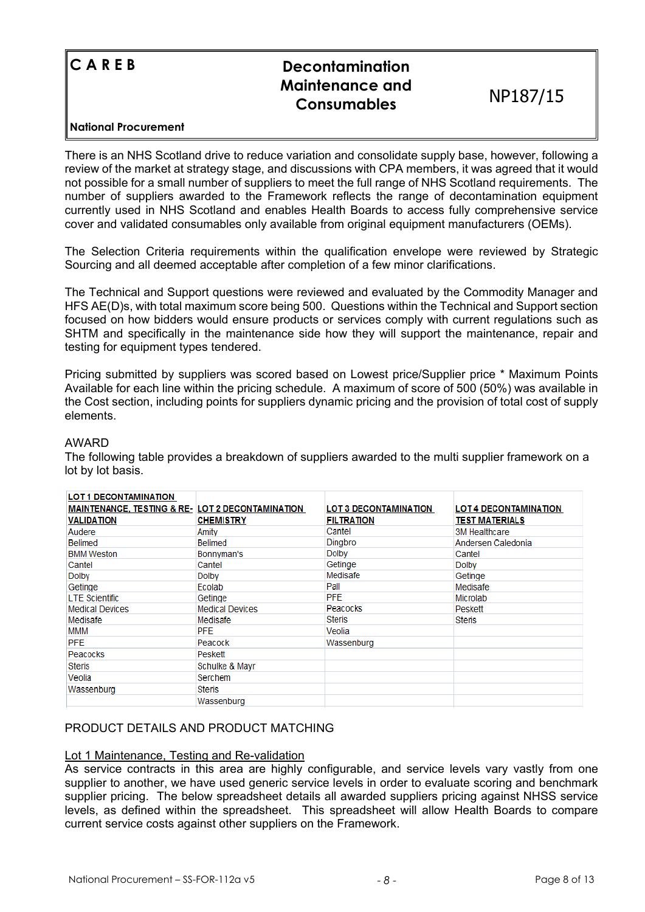| CAREB | Decontamination Maintenance and Consumables | NP187/15 |
|---|---|---|
| National Procurement | | |

There is an NHS Scotland drive to reduce variation and consolidate supply base, however, following a review of the market at strategy stage, and discussions with CPA members, it was agreed that it would not possible for a small number of suppliers to meet the full range of NHS Scotland requirements. The number of suppliers awarded to the Framework reflects the range of decontamination equipment currently used in NHS Scotland and enables Health Boards to access fully comprehensive service cover and validated consumables only available from original equipment manufacturers (OEMs).

The Selection Criteria requirements within the qualification envelope were reviewed by Strategic Sourcing and all deemed acceptable after completion of a few minor clarifications.

The Technical and Support questions were reviewed and evaluated by the Commodity Manager and HFS AE(D)s, with total maximum score being 500. Questions within the Technical and Support section focused on how bidders would ensure products or services comply with current regulations such as SHTM and specifically in the maintenance side how they will support the maintenance, repair and testing for equipment types tendered.

Pricing submitted by suppliers was scored based on Lowest price/Supplier price * Maximum Points Available for each line within the pricing schedule. A maximum of score of 500 (50%) was available in the Cost section, including points for suppliers dynamic pricing and the provision of total cost of supply elements.

AWARD

The following table provides a breakdown of suppliers awarded to the multi supplier framework on a lot by lot basis.

| LOT 1 DECONTAMINATION MAINTENANCE, TESTING & RE-VALIDATION | LOT 2 DECONTAMINATION CHEMISTRY | LOT 3 DECONTAMINATION FILTRATION | LOT 4 DECONTAMINATION TEST MATERIALS |
|---|---|---|---|
| Audere | Amity | Cantel | 3M Healthcare |
| Belimed | Belimed | Dingbro | Andersen Caledonia |
| BMM Weston | Bonnyman's | Dolby | Cantel |
| Cantel | Cantel | Getinge | Dolby |
| Dolby | Dolby | Medisafe | Getinge |
| Getinge | Ecolab | Pall | Medisafe |
| LTE Scientific | Getinge | PFE | Microlab |
| Medical Devices | Medical Devices | Peacocks | Peskett |
| Medisafe | Medisafe | Steris | Steris |
| MMM | PFE | Veolia | |
| PFE | Peacock | Wassenburg | |
| Peacocks | Peskett | | |
| Steris | Schulke & Mayr | | |
| Veolia | Serchem | | |
| Wassenburg | Steris | | |
| | Wassenburg | | |

PRODUCT DETAILS AND PRODUCT MATCHING

Lot 1 Maintenance, Testing and Re-validation

As service contracts in this area are highly configurable, and service levels vary vastly from one supplier to another, we have used generic service levels in order to evaluate scoring and benchmark supplier pricing. The below spreadsheet details all awarded suppliers pricing against NHSS service levels, as defined within the spreadsheet. This spreadsheet will allow Health Boards to compare current service costs against other suppliers on the Framework.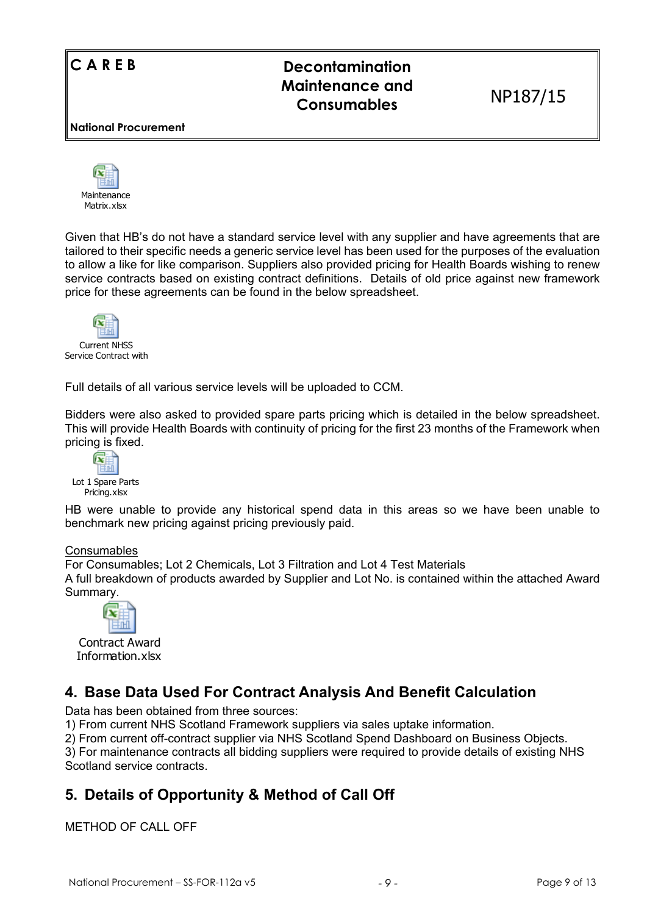Maintenance Matrix.xlsx

Given that HB's do not have a standard service level with any supplier and have agreements that are tailored to their specific needs a generic service level has been used for the purposes of the evaluation to allow a like for like comparison. Suppliers also provided pricing for Health Boards wishing to renew service contracts based on existing contract definitions. Details of old price against new framework price for these agreements can be found in the below spreadsheet.

Current NHSS Service Contract with

Full details of all various service levels will be uploaded to CCM.

Bidders were also asked to provided spare parts pricing which is detailed in the below spreadsheet. This will provide Health Boards with continuity of pricing for the first 23 months of the Framework when pricing is fixed.

Lot 1 Spare Parts Pricing.xlsx

HB were unable to provide any historical spend data in this areas so we have been unable to benchmark new pricing against pricing previously paid.

Consumables

For Consumables; Lot 2 Chemicals, Lot 3 Filtration and Lot 4 Test Materials

A full breakdown of products awarded by Supplier and Lot No. is contained within the attached Award Summary.

Contract Award Information.xlsx

## 4. Base Data Used For Contract Analysis And Benefit Calculation

Data has been obtained from three sources:

1) From current NHS Scotland Framework suppliers via sales uptake information.
2) From current off-contract supplier via NHS Scotland Spend Dashboard on Business Objects.
3) For maintenance contracts all bidding suppliers were required to provide details of existing NHS Scotland service contracts.

## 5. Details of Opportunity & Method of Call Off

METHOD OF CALL OFF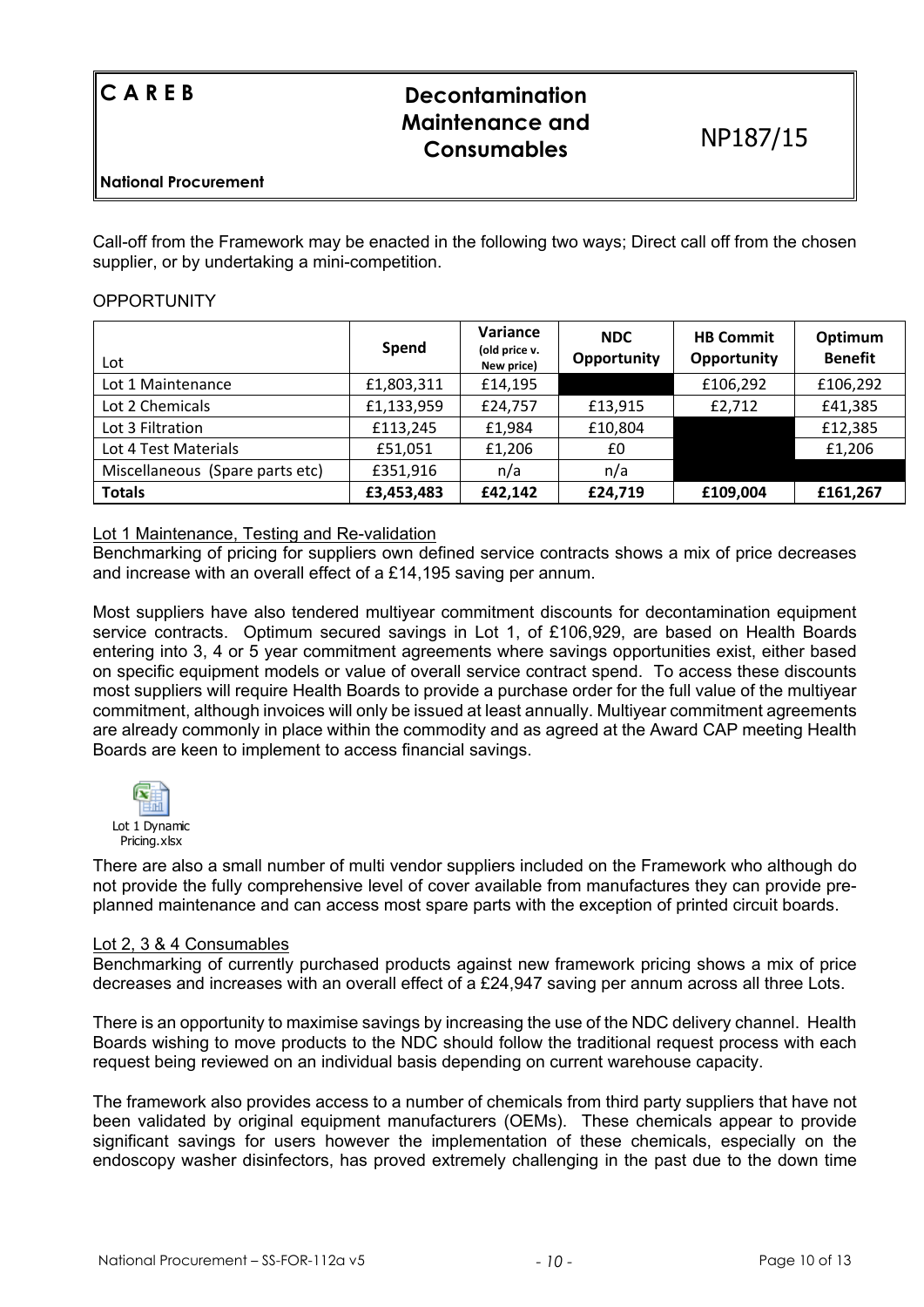Call-off from the Framework may be enacted in the following two ways; Direct call off from the chosen supplier, or by undertaking a mini-competition.

OPPORTUNITY

| Lot | Spend | Variance (old price v. New price) | NDC Opportunity | HB Commit Opportunity | Optimum Benefit |
|---|---|---|---|---|---|
| Lot 1 Maintenance | £1,803,311 | £14,195 | | £106,292 | £106,292 |
| Lot 2 Chemicals | £1,133,959 | £24,757 | £13,915 | £2,712 | £41,385 |
| Lot 3 Filtration | £113,245 | £1,984 | £10,804 | | £12,385 |
| Lot 4 Test Materials | £51,051 | £1,206 | £0 | | £1,206 |
| Miscellaneous (Spare parts etc) | £351,916 | n/a | n/a | | |
| **Totals** | **£3,453,483** | **£42,142** | **£24,719** | **£109,004** | **£161,267** |

Lot 1 Maintenance, Testing and Re-validation

Benchmarking of pricing for suppliers own defined service contracts shows a mix of price decreases and increase with an overall effect of a £14,195 saving per annum.

Most suppliers have also tendered multiyear commitment discounts for decontamination equipment service contracts. Optimum secured savings in Lot 1, of £106,929, are based on Health Boards entering into 3, 4 or 5 year commitment agreements where savings opportunities exist, either based on specific equipment models or value of overall service contract spend. To access these discounts most suppliers will require Health Boards to provide a purchase order for the full value of the multiyear commitment, although invoices will only be issued at least annually. Multiyear commitment agreements are already commonly in place within the commodity and as agreed at the Award CAP meeting Health Boards are keen to implement to access financial savings.

Lot 1 Dynamic Pricing.xlsx

There are also a small number of multi vendor suppliers included on the Framework who although do not provide the fully comprehensive level of cover available from manufactures they can provide pre-planned maintenance and can access most spare parts with the exception of printed circuit boards.

Lot 2, 3 & 4 Consumables

Benchmarking of currently purchased products against new framework pricing shows a mix of price decreases and increases with an overall effect of a £24,947 saving per annum across all three Lots.

There is an opportunity to maximise savings by increasing the use of the NDC delivery channel. Health Boards wishing to move products to the NDC should follow the traditional request process with each request being reviewed on an individual basis depending on current warehouse capacity.

The framework also provides access to a number of chemicals from third party suppliers that have not been validated by original equipment manufacturers (OEMs). These chemicals appear to provide significant savings for users however the implementation of these chemicals, especially on the endoscopy washer disinfectors, has proved extremely challenging in the past due to the down time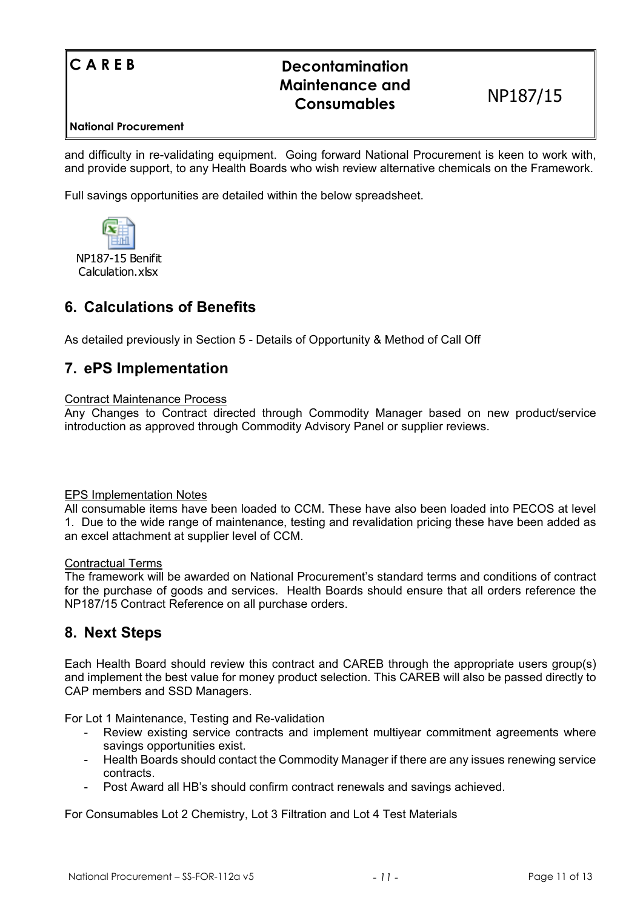and difficulty in re-validating equipment. Going forward National Procurement is keen to work with, and provide support, to any Health Boards who wish review alternative chemicals on the Framework.

Full savings opportunities are detailed within the below spreadsheet.

NP187-15 Benifit Calculation.xlsx

## 6. Calculations of Benefits

As detailed previously in Section 5 - Details of Opportunity & Method of Call Off

## 7. ePS Implementation

Contract Maintenance Process

Any Changes to Contract directed through Commodity Manager based on new product/service introduction as approved through Commodity Advisory Panel or supplier reviews.

EPS Implementation Notes

All consumable items have been loaded to CCM. These have also been loaded into PECOS at level 1. Due to the wide range of maintenance, testing and revalidation pricing these have been added as an excel attachment at supplier level of CCM.

Contractual Terms

The framework will be awarded on National Procurement's standard terms and conditions of contract for the purchase of goods and services. Health Boards should ensure that all orders reference the NP187/15 Contract Reference on all purchase orders.

## 8. Next Steps

Each Health Board should review this contract and CAREB through the appropriate users group(s) and implement the best value for money product selection. This CAREB will also be passed directly to CAP members and SSD Managers.

For Lot 1 Maintenance, Testing and Re-validation

- Review existing service contracts and implement multiyear commitment agreements where savings opportunities exist.
- Health Boards should contact the Commodity Manager if there are any issues renewing service contracts.
- Post Award all HB's should confirm contract renewals and savings achieved.

For Consumables Lot 2 Chemistry, Lot 3 Filtration and Lot 4 Test Materials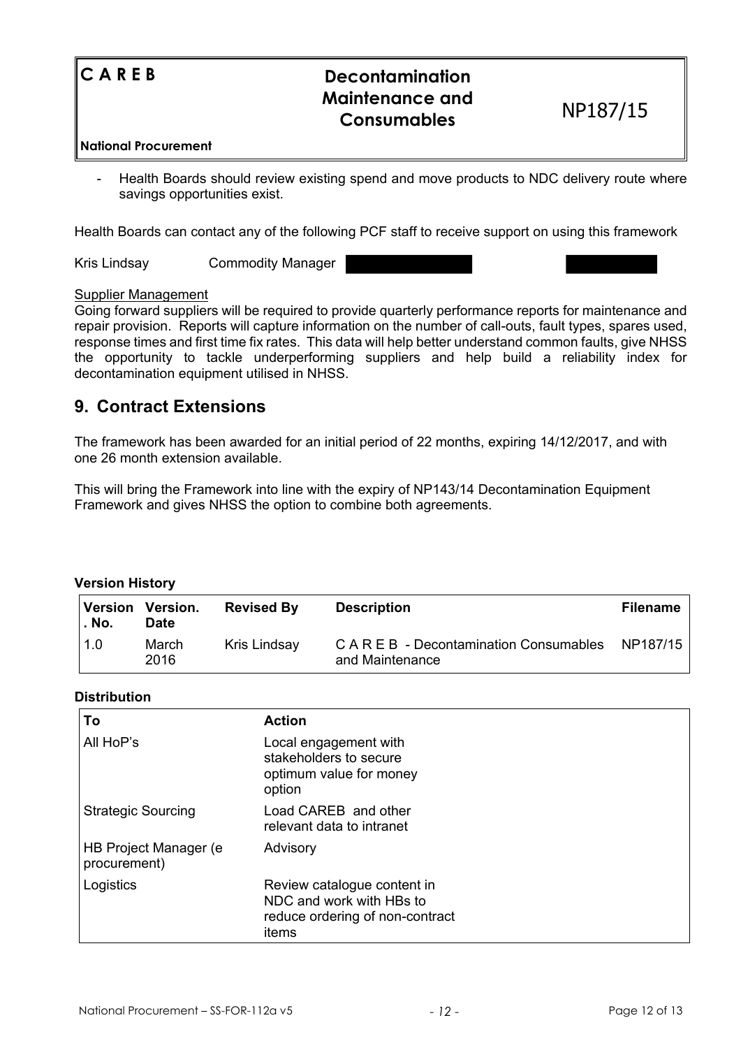- Health Boards should review existing spend and move products to NDC delivery route where savings opportunities exist.

Health Boards can contact any of the following PCF staff to receive support on using this framework

Kris Lindsay        Commodity Manager

Supplier Management

Going forward suppliers will be required to provide quarterly performance reports for maintenance and repair provision. Reports will capture information on the number of call-outs, fault types, spares used, response times and first time fix rates. This data will help better understand common faults, give NHSS the opportunity to tackle underperforming suppliers and help build a reliability index for decontamination equipment utilised in NHSS.

## 9. Contract Extensions

The framework has been awarded for an initial period of 22 months, expiring 14/12/2017, and with one 26 month extension available.

This will bring the Framework into line with the expiry of NP143/14 Decontamination Equipment Framework and gives NHSS the option to combine both agreements.

**Version History**

| Version. No. | Version. Date | Revised By | Description | Filename |
|---|---|---|---|---|
| 1.0 | March 2016 | Kris Lindsay | C A R E B - Decontamination Consumables and Maintenance | NP187/15 |

**Distribution**

| To | Action |
|---|---|
| All HoP's | Local engagement with stakeholders to secure optimum value for money option |
| Strategic Sourcing | Load CAREB and other relevant data to intranet |
| HB Project Manager (e procurement) | Advisory |
| Logistics | Review catalogue content in NDC and work with HBs to reduce ordering of non-contract items |